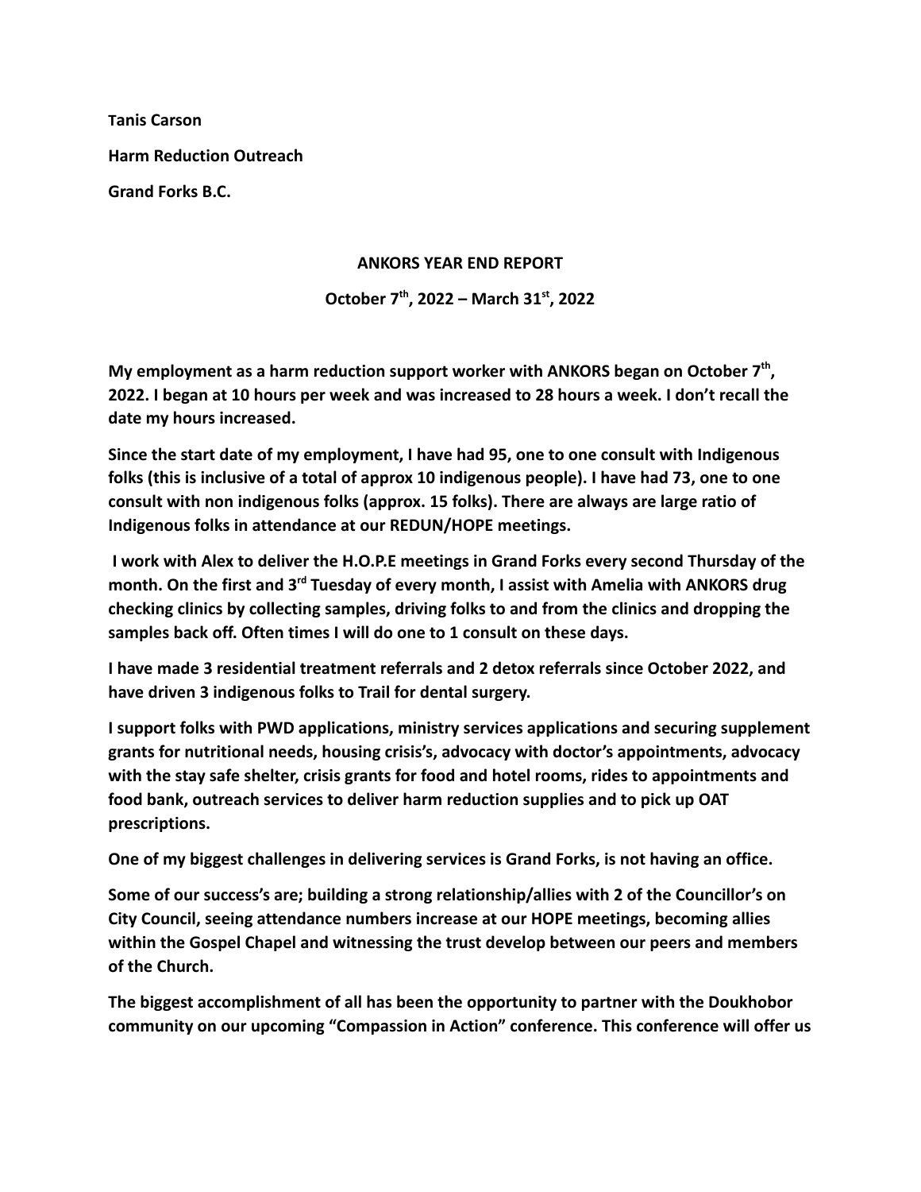**Tanis Carson**

**Harm Reduction Outreach**

**Grand Forks B.C.**

**ANKORS YEAR END REPORT**

**October 7th, 2022 – March 31st, 2022**

**My employment as a harm reduction support worker with ANKORS began on October 7th, 2022. I began at 10 hours per week and was increased to 28 hours a week. I don't recall the date my hours increased.**

**Since the start date of my employment, I have had 95, one to one consult with Indigenous folks (this is inclusive of a total of approx 10 indigenous people). I have had 73, one to one consult with non indigenous folks (approx. 15 folks). There are always are large ratio of Indigenous folks in attendance at our REDUN/HOPE meetings.**

**I work with Alex to deliver the H.O.P.E meetings in Grand Forks every second Thursday of the month. On the first and 3rd Tuesday of every month, I assist with Amelia with ANKORS drug checking clinics by collecting samples, driving folks to and from the clinics and dropping the samples back off. Often times I will do one to 1 consult on these days.**

**I have made 3 residential treatment referrals and 2 detox referrals since October 2022, and have driven 3 indigenous folks to Trail for dental surgery.**

**I support folks with PWD applications, ministry services applications and securing supplement grants for nutritional needs, housing crisis's, advocacy with doctor's appointments, advocacy with the stay safe shelter, crisis grants for food and hotel rooms, rides to appointments and food bank, outreach services to deliver harm reduction supplies and to pick up OAT prescriptions.**

**One of my biggest challenges in delivering services is Grand Forks, is not having an office.**

**Some of our success's are; building a strong relationship/allies with 2 of the Councillor's on City Council, seeing attendance numbers increase at our HOPE meetings, becoming allies within the Gospel Chapel and witnessing the trust develop between our peers and members of the Church.**

**The biggest accomplishment of all has been the opportunity to partner with the Doukhobor community on our upcoming "Compassion in Action" conference. This conference will offer us**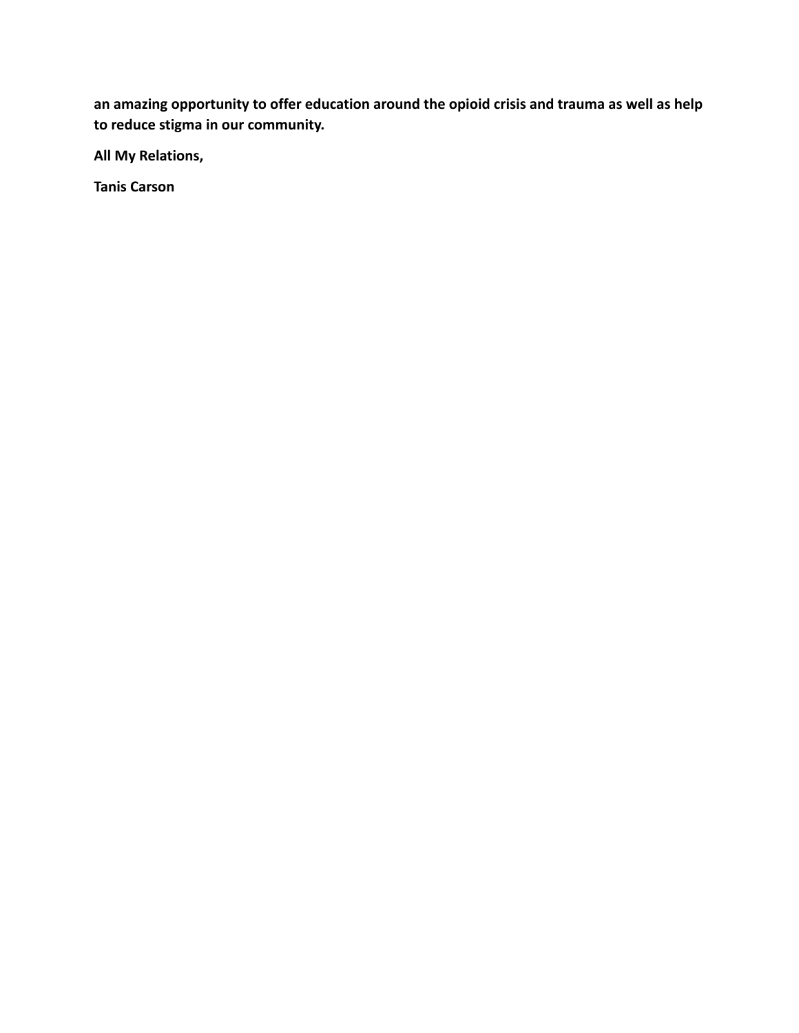**an amazing opportunity to offer education around the opioid crisis and trauma as well as help to reduce stigma in our community.**

**All My Relations,**

**Tanis Carson**